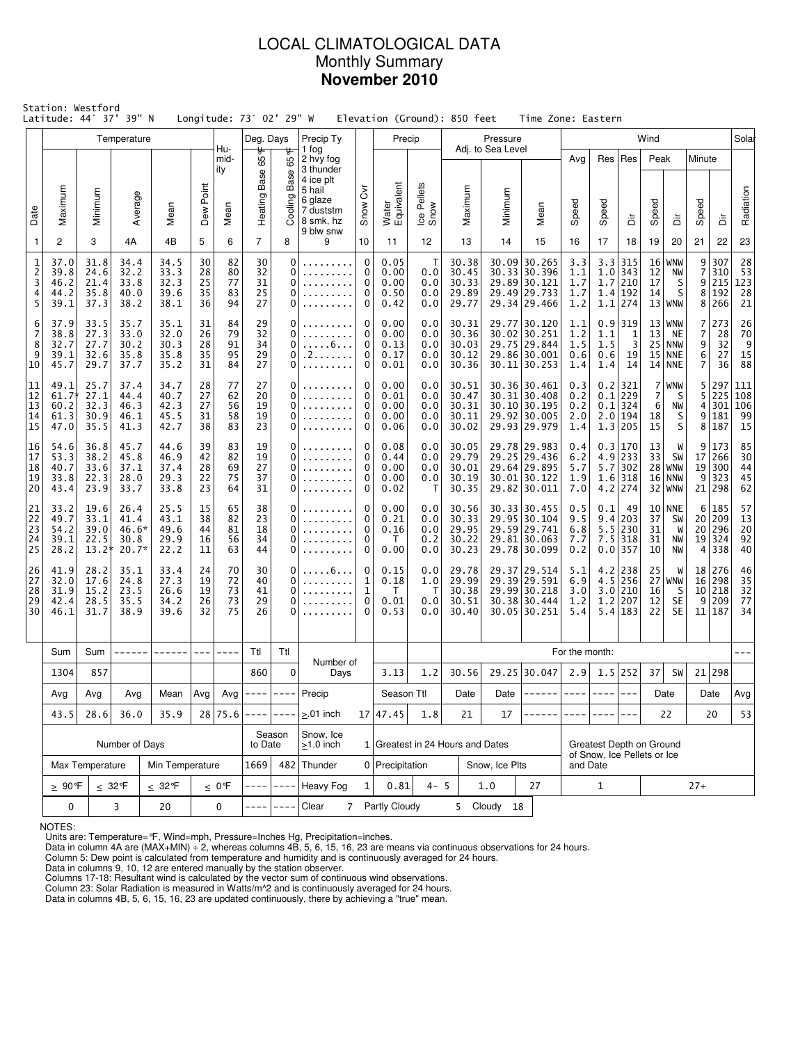# LOCAL CLIMATOLOGICAL DATA
## Monthly Summary
## November 2010

Station: Westford
Latitude: 44° 37' 39" N  Longitude: 73° 02' 29" W  Elevation (Ground): 850 feet  Time Zone: Eastern

| Date | Temp Maximum | Temp Minimum | Temp Average | Temp Mean | Dew Point | Humidity Mean | Heating Base 65°F | Cooling Base 65°F | Precip Ty | Snow Cvr | Water Equivalent | Ice Pellets Snow | Pressure Maximum | Pressure Minimum | Pressure Mean | Wind Avg Speed | Res Speed | Res Dir | Peak Speed | Peak Dir | Minute Speed | Minute Dir | Solar Radiation |
|---|---|---|---|---|---|---|---|---|---|---|---|---|---|---|---|---|---|---|---|---|---|---|---|
| 1 | 2 | 3 | 4A | 4B | 5 | 6 | 7 | 8 | 9 | 10 | 11 | 12 | 13 | 14 | 15 | 16 | 17 | 18 | 19 | 20 | 21 | 22 | 23 |
| 1 | 37.0 | 31.8 | 34.4 | 34.5 | 30 | 82 | 30 | 0 | ......... | 0 | 0.05 | T | 30.38 | 30.09 | 30.265 | 3.3 | 3.3 | 315 | 16 | WNW | 9 | 307 | 28 |
| 2 | 39.8 | 24.6 | 32.2 | 33.3 | 28 | 80 | 32 | 0 | ......... | 0 | 0.00 | 0.0 | 30.45 | 30.33 | 30.396 | 1.1 | 1.0 | 343 | 12 | NW | 7 | 310 | 53 |
| 3 | 46.2 | 21.4 | 33.8 | 32.3 | 25 | 77 | 31 | 0 | ......... | 0 | 0.00 | 0.0 | 30.33 | 29.89 | 30.121 | 1.7 | 1.7 | 210 | 17 | S | 9 | 215 | 123 |
| 4 | 44.2 | 35.8 | 40.0 | 39.6 | 35 | 83 | 25 | 0 | ......... | 0 | 0.50 | 0.0 | 29.89 | 29.49 | 29.733 | 1.7 | 1.4 | 192 | 14 | S | 8 | 192 | 28 |
| 5 | 39.1 | 37.3 | 38.2 | 38.1 | 36 | 94 | 27 | 0 | ......... | 0 | 0.42 | 0.0 | 29.77 | 29.34 | 29.466 | 1.2 | 1.1 | 274 | 13 | WNW | 8 | 266 | 21 |
| 6 | 37.9 | 33.5 | 35.7 | 35.1 | 31 | 84 | 29 | 0 | ......... | 0 | 0.00 | 0.0 | 30.31 | 29.77 | 30.120 | 1.1 | 0.9 | 319 | 13 | WNW | 7 | 273 | 26 |
| 7 | 38.8 | 27.3 | 33.0 | 32.0 | 26 | 79 | 32 | 0 | ......... | 0 | 0.00 | 0.0 | 30.36 | 30.02 | 30.251 | 1.2 | 1.1 | 1 | 13 | NE | 7 | 28 | 70 |
| 8 | 32.7 | 27.7 | 30.2 | 30.3 | 28 | 91 | 34 | 0 | .....6... | 0 | 0.13 | 0.0 | 30.03 | 29.75 | 29.844 | 1.5 | 1.5 | 3 | 25 | NNW | 9 | 32 | 9 |
| 9 | 39.1 | 32.6 | 35.8 | 35.8 | 35 | 95 | 29 | 0 | .2....... | 0 | 0.17 | 0.0 | 30.12 | 29.86 | 30.001 | 0.6 | 0.6 | 19 | 15 | NNE | 6 | 27 | 15 |
| 10 | 45.7 | 29.7 | 37.7 | 35.2 | 31 | 84 | 27 | 0 | ......... | 0 | 0.01 | 0.0 | 30.36 | 30.11 | 30.253 | 1.4 | 1.4 | 14 | 14 | NNE | 7 | 36 | 88 |
| 11 | 49.1 | 25.7 | 37.4 | 34.7 | 28 | 77 | 27 | 0 | ......... | 0 | 0.00 | 0.0 | 30.51 | 30.36 | 30.461 | 0.3 | 0.2 | 321 | 7 | WNW | 5 | 297 | 111 |
| 12 | 61.7* | 27.1 | 44.4 | 40.7 | 27 | 62 | 20 | 0 | ......... | 0 | 0.01 | 0.0 | 30.47 | 30.31 | 30.408 | 0.2 | 0.1 | 229 | 7 | S | 5 | 225 | 108 |
| 13 | 60.2 | 32.3 | 46.3 | 42.3 | 27 | 56 | 19 | 0 | ......... | 0 | 0.00 | 0.0 | 30.31 | 30.10 | 30.195 | 0.2 | 0.1 | 324 | 6 | NW | 4 | 301 | 106 |
| 14 | 61.3 | 30.9 | 46.1 | 45.5 | 27 | 58 | 19 | 0 | ......... | 0 | 0.00 | 0.0 | 30.11 | 29.92 | 30.005 | 2.0 | 2.0 | 194 | 18 | S | 9 | 181 | 99 |
| 15 | 47.0 | 35.5 | 41.3 | 42.7 | 38 | 83 | 23 | 0 | ......... | 0 | 0.06 | 0.0 | 30.02 | 29.93 | 29.979 | 1.4 | 1.3 | 205 | 15 | S | 8 | 187 | 15 |
| 16 | 54.6 | 36.8 | 45.7 | 44.6 | 39 | 83 | 19 | 0 | ......... | 0 | 0.08 | 0.0 | 30.05 | 29.78 | 29.983 | 0.4 | 0.3 | 170 | 13 | W | 9 | 173 | 85 |
| 17 | 53.3 | 38.2 | 45.8 | 46.9 | 42 | 82 | 19 | 0 | ......... | 0 | 0.44 | 0.0 | 29.79 | 29.25 | 29.436 | 6.2 | 4.9 | 233 | 33 | SW | 17 | 266 | 30 |
| 18 | 40.7 | 33.6 | 37.1 | 37.4 | 28 | 69 | 27 | 0 | ......... | 0 | 0.00 | 0.0 | 30.01 | 29.64 | 29.895 | 5.7 | 5.7 | 302 | 28 | WNW | 19 | 300 | 44 |
| 19 | 33.8 | 22.3 | 28.0 | 29.3 | 22 | 75 | 37 | 0 | ......... | 0 | 0.00 | 0.0 | 30.19 | 30.01 | 30.122 | 1.9 | 1.6 | 318 | 16 | NNW | 9 | 323 | 45 |
| 20 | 43.4 | 23.9 | 33.7 | 33.8 | 23 | 64 | 31 | 0 | ......... | 0 | 0.02 | T | 30.35 | 29.82 | 30.011 | 7.0 | 4.2 | 274 | 32 | WNW | 21 | 298 | 62 |
| 21 | 33.2 | 19.6 | 26.4 | 25.5 | 15 | 65 | 38 | 0 | ......... | 0 | 0.00 | 0.0 | 30.56 | 30.33 | 30.455 | 0.5 | 0.1 | 49 | 10 | NNE | 6 | 185 | 57 |
| 22 | 49.7 | 33.1 | 41.4 | 43.1 | 38 | 82 | 23 | 0 | ......... | 0 | 0.21 | 0.0 | 30.33 | 29.95 | 30.104 | 9.5 | 9.4 | 203 | 37 | SW | 20 | 209 | 13 |
| 23 | 54.2 | 39.0 | 46.6* | 49.6 | 44 | 81 | 18 | 0 | ......... | 0 | 0.16 | 0.0 | 29.95 | 29.59 | 29.741 | 6.8 | 5.5 | 230 | 31 | W | 20 | 296 | 20 |
| 24 | 39.1 | 22.5 | 30.8 | 29.9 | 16 | 56 | 34 | 0 | ......... | 0 | T | 0.2 | 30.22 | 29.81 | 30.063 | 7.7 | 7.5 | 318 | 31 | NW | 19 | 324 | 92 |
| 25 | 28.2 | 13.2* | 20.7* | 22.2 | 11 | 63 | 44 | 0 | ......... | 0 | 0.00 | 0.0 | 30.23 | 29.78 | 30.099 | 0.2 | 0.0 | 357 | 10 | NW | 4 | 338 | 40 |
| 26 | 41.9 | 28.2 | 35.1 | 33.4 | 24 | 70 | 30 | 0 | .....6... | 0 | 0.15 | 0.0 | 29.78 | 29.37 | 29.514 | 5.1 | 4.2 | 238 | 25 | W | 18 | 276 | 46 |
| 27 | 32.0 | 17.6 | 24.8 | 27.3 | 19 | 72 | 40 | 0 | ......... | 1 | 0.18 | 1.0 | 29.99 | 29.39 | 29.591 | 6.9 | 4.5 | 256 | 27 | WNW | 16 | 298 | 35 |
| 28 | 31.9 | 15.2 | 23.5 | 26.6 | 19 | 73 | 41 | 0 | ......... | 1 | T | T | 30.38 | 29.99 | 30.218 | 3.0 | 3.0 | 210 | 16 | S | 10 | 218 | 32 |
| 29 | 42.4 | 28.5 | 35.5 | 34.2 | 26 | 73 | 29 | 0 | ......... | 0 | 0.01 | 0.0 | 30.51 | 30.38 | 30.444 | 1.2 | 1.2 | 207 | 12 | SE | 9 | 209 | 77 |
| 30 | 46.1 | 31.7 | 38.9 | 39.6 | 32 | 75 | 26 | 0 | ......... | 0 | 0.53 | 0.0 | 30.40 | 30.05 | 30.251 | 5.4 | 5.4 | 183 | 22 | SE | 11 | 187 | 34 |

| | Sum | Sum | | | | | Ttl | Ttl | Number of Days | | | | For the month: | | | | | | | | | | |
|---|---|---|---|---|---|---|---|---|---|---|---|---|---|---|---|---|---|---|---|---|---|---|---|
| | 1304 | 857 | | | | | 860 | 0 | | | 3.13 | 1.2 | 30.56 | 29.25 | 30.047 | 2.9 | 1.5 | 252 | 37 | SW | 21 | 298 | |
| | Avg | Avg | Avg | Mean | Avg | Avg | ---- | ---- | Precip | | Season Ttl | | Date | Date | ------ | ---- | ---- | --- | Date | | Date | | Avg |
| | 43.5 | 28.6 | 36.0 | 35.9 | 28 | 75.6 | ---- | ---- | ≥.01 inch | 17 | 47.45 | 1.8 | 21 | 17 | ------ | ---- | ---- | --- | 22 | | 20 | | 53 |

| Number of Days | | | | Season to Date | | Snow, Ice ≥1.0 inch | 1 | Greatest in 24 Hours and Dates | | | | Greatest Depth on Ground of Snow, Ice Pellets or Ice and Date | |
|---|---|---|---|---|---|---|---|---|---|---|---|---|---|
| Max Temperature | | Min Temperature | | 1669 | 482 | Thunder | 0 | Precipitation | | Snow, Ice Plts | | | |
| ≥ 90°F | ≤ 32°F | ≤ 32°F | ≤ 0°F | ---- | ---- | Heavy Fog | 1 | 0.81 | 4- 5 | 1.0 | 27 | 1 | 27+ |
| 0 | 3 | 20 | 0 | ---- | ---- | Clear | 7 | Partly Cloudy | 5 | Cloudy | 18 | | |

Precip Ty codes: 1 fog, 2 hvy fog, 3 thunder, 4 ice plt, 5 hail, 6 glaze, 7 duststm, 8 smk, hz, 9 blw snw

NOTES:
Units are: Temperature=°F, Wind=mph, Pressure=Inches Hg, Precipitation=inches.
Data in column 4A are (MAX+MIN) ÷ 2, whereas columns 4B, 5, 6, 15, 16, 23 are means via continuous observations for 24 hours.
Column 5: Dew point is calculated from temperature and humidity and is continuously averaged for 24 hours.
Data in columns 9, 10, 12 are entered manually by the station observer.
Columns 17-18: Resultant wind is calculated by the vector sum of continuous wind observations.
Column 23: Solar Radiation is measured in Watts/m^2 and is continuously averaged for 24 hours.
Data in columns 4B, 5, 6, 15, 16, 23 are updated continuously, there by achieving a "true" mean.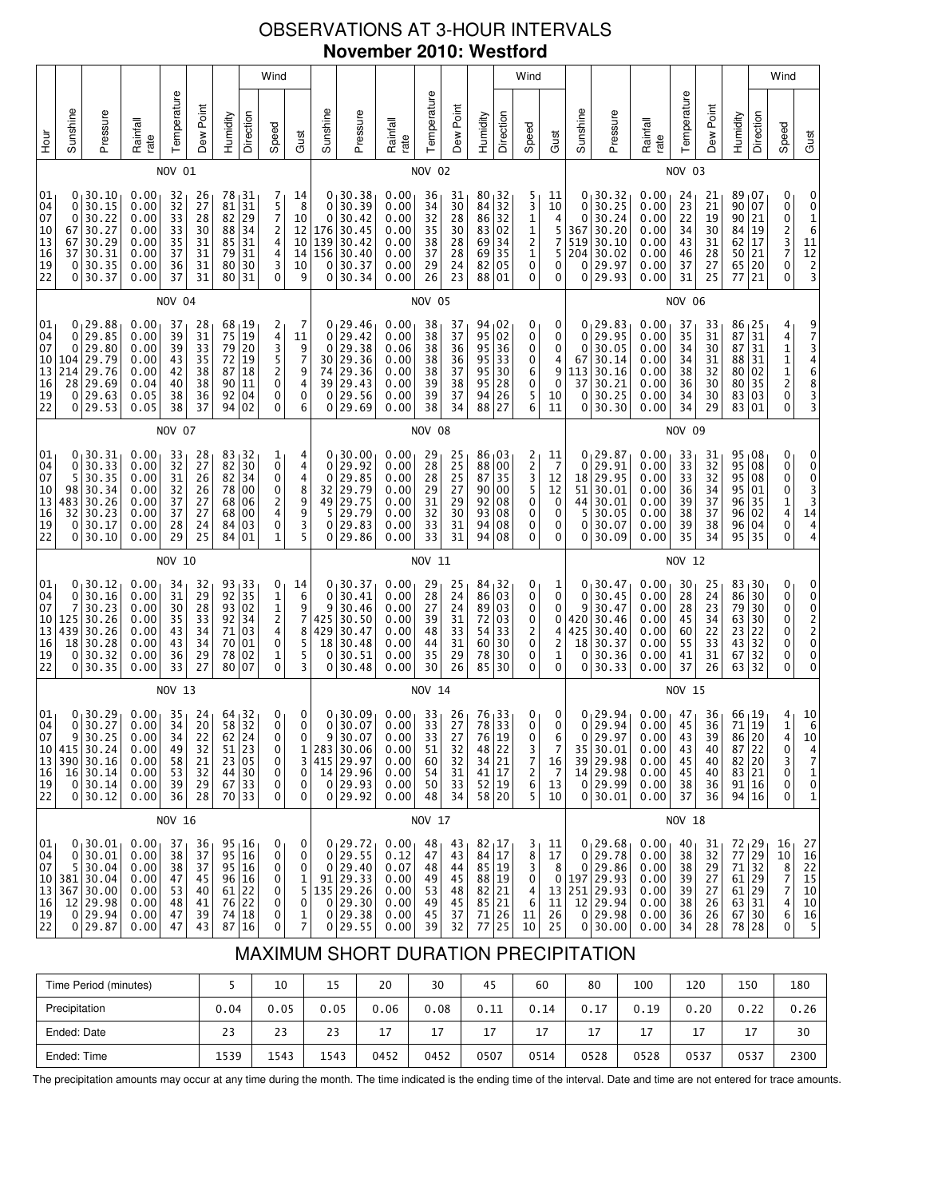# OBSERVATIONS AT 3-HOUR INTERVALS

## November 2010: Westford

### NOV 01

| Hour | Sunshine | Pressure | Rainfall rate | Temperature | Dew Point | Humidity | Wind Direction | Wind Speed | Wind Gust |
|---|---|---|---|---|---|---|---|---|---|
| 01 | 0 | 30.10 | 0.00 | 32 | 26 | 78 | 31 | 7 | 14 |
| 04 | 0 | 30.15 | 0.00 | 32 | 27 | 81 | 31 | 5 | 8 |
| 07 | 0 | 30.22 | 0.00 | 33 | 28 | 82 | 29 | 7 | 10 |
| 10 | 67 | 30.27 | 0.00 | 33 | 30 | 88 | 34 | 2 | 12 |
| 13 | 67 | 30.29 | 0.00 | 35 | 31 | 85 | 31 | 4 | 10 |
| 16 | 37 | 30.31 | 0.00 | 37 | 31 | 79 | 31 | 4 | 14 |
| 19 | 0 | 30.35 | 0.00 | 36 | 31 | 80 | 30 | 3 | 10 |
| 22 | 0 | 30.37 | 0.00 | 37 | 31 | 80 | 31 | 0 | 9 |

### NOV 02

| Hour | Sunshine | Pressure | Rainfall rate | Temperature | Dew Point | Humidity | Wind Direction | Wind Speed | Wind Gust |
|---|---|---|---|---|---|---|---|---|---|
| 01 | 0 | 30.38 | 0.00 | 36 | 31 | 80 | 32 | 5 | 11 |
| 04 | 0 | 30.39 | 0.00 | 34 | 30 | 84 | 32 | 3 | 10 |
| 07 | 0 | 30.42 | 0.00 | 32 | 28 | 86 | 32 | 1 | 4 |
| 10 | 176 | 30.45 | 0.00 | 35 | 30 | 83 | 02 | 1 | 5 |
| 13 | 139 | 30.42 | 0.00 | 38 | 28 | 69 | 34 | 2 | 7 |
| 16 | 156 | 30.40 | 0.00 | 37 | 28 | 69 | 35 | 1 | 5 |
| 19 | 0 | 30.37 | 0.00 | 29 | 24 | 82 | 05 | 0 | 0 |
| 22 | 0 | 30.34 | 0.00 | 26 | 23 | 88 | 01 | 0 | 0 |

### NOV 03

| Hour | Sunshine | Pressure | Rainfall rate | Temperature | Dew Point | Humidity | Wind Direction | Wind Speed | Wind Gust |
|---|---|---|---|---|---|---|---|---|---|
| 01 | 0 | 30.32 | 0.00 | 24 | 21 | 89 | 07 | 0 | 0 |
| 04 | 0 | 30.25 | 0.00 | 23 | 21 | 90 | 07 | 0 | 0 |
| 07 | 0 | 30.24 | 0.00 | 22 | 19 | 90 | 21 | 0 | 1 |
| 10 | 367 | 30.20 | 0.00 | 34 | 30 | 84 | 19 | 2 | 6 |
| 13 | 519 | 30.10 | 0.00 | 43 | 31 | 62 | 17 | 3 | 11 |
| 16 | 204 | 30.02 | 0.00 | 46 | 28 | 50 | 21 | 7 | 12 |
| 19 | 0 | 29.97 | 0.00 | 37 | 27 | 65 | 20 | 0 | 2 |
| 22 | 0 | 29.93 | 0.00 | 31 | 25 | 77 | 21 | 0 | 3 |

### NOV 04

| Hour | Sunshine | Pressure | Rainfall rate | Temperature | Dew Point | Humidity | Wind Direction | Wind Speed | Wind Gust |
|---|---|---|---|---|---|---|---|---|---|
| 01 | 0 | 29.88 | 0.00 | 37 | 28 | 68 | 19 | 2 | 7 |
| 04 | 0 | 29.85 | 0.00 | 39 | 31 | 75 | 19 | 4 | 11 |
| 07 | 0 | 29.80 | 0.00 | 39 | 33 | 79 | 20 | 3 | 9 |
| 10 | 104 | 29.79 | 0.00 | 43 | 35 | 72 | 19 | 5 | 7 |
| 13 | 214 | 29.76 | 0.00 | 42 | 38 | 87 | 18 | 2 | 9 |
| 16 | 28 | 29.69 | 0.04 | 40 | 38 | 90 | 11 | 0 | 4 |
| 19 | 0 | 29.63 | 0.05 | 38 | 36 | 92 | 04 | 0 | 0 |
| 22 | 0 | 29.53 | 0.05 | 38 | 37 | 94 | 02 | 0 | 6 |

### NOV 05

| Hour | Sunshine | Pressure | Rainfall rate | Temperature | Dew Point | Humidity | Wind Direction | Wind Speed | Wind Gust |
|---|---|---|---|---|---|---|---|---|---|
| 01 | 0 | 29.46 | 0.00 | 38 | 37 | 94 | 02 | 0 | 0 |
| 04 | 0 | 29.42 | 0.06 | 38 | 37 | 95 | 02 | 0 | 0 |
| 07 | 0 | 29.38 | 0.06 | 38 | 36 | 95 | 36 | 0 | 0 |
| 10 | 30 | 29.36 | 0.00 | 38 | 36 | 95 | 33 | 0 | 4 |
| 13 | 74 | 29.36 | 0.00 | 38 | 37 | 95 | 30 | 6 | 9 |
| 16 | 39 | 29.43 | 0.00 | 39 | 38 | 95 | 28 | 0 | 0 |
| 19 | 0 | 29.56 | 0.00 | 39 | 37 | 94 | 26 | 5 | 10 |
| 22 | 0 | 29.69 | 0.00 | 38 | 34 | 88 | 27 | 6 | 11 |

### NOV 06

| Hour | Sunshine | Pressure | Rainfall rate | Temperature | Dew Point | Humidity | Wind Direction | Wind Speed | Wind Gust |
|---|---|---|---|---|---|---|---|---|---|
| 01 | 0 | 29.83 | 0.00 | 37 | 33 | 86 | 25 | 4 | 9 |
| 04 | 0 | 29.95 | 0.00 | 35 | 31 | 87 | 31 | 4 | 7 |
| 07 | 0 | 30.05 | 0.00 | 34 | 30 | 87 | 31 | 1 | 3 |
| 10 | 67 | 30.14 | 0.00 | 34 | 31 | 88 | 31 | 1 | 4 |
| 13 | 113 | 30.16 | 0.00 | 38 | 32 | 80 | 02 | 1 | 6 |
| 16 | 37 | 30.21 | 0.00 | 36 | 30 | 80 | 35 | 2 | 8 |
| 19 | 0 | 30.25 | 0.00 | 34 | 30 | 83 | 03 | 0 | 3 |
| 22 | 0 | 30.30 | 0.00 | 34 | 29 | 83 | 01 | 0 | 3 |

### NOV 07

| Hour | Sunshine | Pressure | Rainfall rate | Temperature | Dew Point | Humidity | Wind Direction | Wind Speed | Wind Gust |
|---|---|---|---|---|---|---|---|---|---|
| 01 | 0 | 30.31 | 0.00 | 33 | 28 | 83 | 32 | 1 | 4 |
| 04 | 0 | 30.33 | 0.00 | 32 | 27 | 82 | 30 | 0 | 4 |
| 07 | 5 | 30.35 | 0.00 | 31 | 26 | 82 | 34 | 0 | 4 |
| 10 | 98 | 30.34 | 0.00 | 32 | 26 | 78 | 00 | 0 | 8 |
| 13 | 483 | 30.26 | 0.00 | 37 | 27 | 68 | 06 | 2 | 9 |
| 16 | 32 | 30.23 | 0.00 | 37 | 27 | 68 | 00 | 4 | 9 |
| 19 | 0 | 30.17 | 0.00 | 28 | 24 | 84 | 03 | 0 | 3 |
| 22 | 0 | 30.10 | 0.00 | 29 | 25 | 84 | 01 | 1 | 5 |

### NOV 08

| Hour | Sunshine | Pressure | Rainfall rate | Temperature | Dew Point | Humidity | Wind Direction | Wind Speed | Wind Gust |
|---|---|---|---|---|---|---|---|---|---|
| 01 | 0 | 30.00 | 0.00 | 29 | 25 | 86 | 03 | 2 | 11 |
| 04 | 0 | 29.92 | 0.00 | 28 | 25 | 88 | 00 | 2 | 7 |
| 07 | 0 | 29.85 | 0.00 | 28 | 25 | 87 | 35 | 3 | 12 |
| 10 | 32 | 29.79 | 0.00 | 29 | 27 | 90 | 00 | 5 | 12 |
| 13 | 49 | 29.75 | 0.00 | 31 | 29 | 92 | 08 | 0 | 0 |
| 16 | 5 | 29.79 | 0.00 | 32 | 30 | 93 | 08 | 0 | 0 |
| 19 | 0 | 29.83 | 0.00 | 33 | 31 | 94 | 08 | 0 | 0 |
| 22 | 0 | 29.86 | 0.00 | 33 | 31 | 94 | 08 | 0 | 0 |

### NOV 09

| Hour | Sunshine | Pressure | Rainfall rate | Temperature | Dew Point | Humidity | Wind Direction | Wind Speed | Wind Gust |
|---|---|---|---|---|---|---|---|---|---|
| 01 | 0 | 29.87 | 0.00 | 33 | 31 | 95 | 08 | 0 | 0 |
| 04 | 0 | 29.91 | 0.00 | 33 | 32 | 95 | 08 | 0 | 0 |
| 07 | 18 | 29.95 | 0.00 | 33 | 32 | 95 | 08 | 0 | 0 |
| 10 | 51 | 30.01 | 0.00 | 36 | 34 | 95 | 01 | 0 | 3 |
| 13 | 44 | 30.01 | 0.00 | 39 | 37 | 96 | 35 | 1 | 3 |
| 16 | 5 | 30.05 | 0.00 | 38 | 37 | 96 | 02 | 4 | 14 |
| 19 | 0 | 30.07 | 0.00 | 39 | 38 | 96 | 04 | 0 | 4 |
| 22 | 0 | 30.09 | 0.00 | 35 | 34 | 95 | 35 | 0 | 4 |

### NOV 10

| Hour | Sunshine | Pressure | Rainfall rate | Temperature | Dew Point | Humidity | Wind Direction | Wind Speed | Wind Gust |
|---|---|---|---|---|---|---|---|---|---|
| 01 | 0 | 30.12 | 0.00 | 34 | 32 | 93 | 33 | 0 | 14 |
| 04 | 0 | 30.16 | 0.00 | 31 | 29 | 92 | 35 | 1 | 6 |
| 07 | 7 | 30.23 | 0.00 | 30 | 28 | 93 | 02 | 1 | 9 |
| 10 | 125 | 30.26 | 0.00 | 35 | 33 | 92 | 34 | 2 | 7 |
| 13 | 439 | 30.26 | 0.00 | 43 | 34 | 71 | 03 | 4 | 8 |
| 16 | 18 | 30.28 | 0.00 | 43 | 34 | 70 | 01 | 0 | 5 |
| 19 | 0 | 30.32 | 0.00 | 36 | 29 | 78 | 02 | 1 | 5 |
| 22 | 0 | 30.35 | 0.00 | 33 | 27 | 80 | 07 | 0 | 3 |

### NOV 11

| Hour | Sunshine | Pressure | Rainfall rate | Temperature | Dew Point | Humidity | Wind Direction | Wind Speed | Wind Gust |
|---|---|---|---|---|---|---|---|---|---|
| 01 | 0 | 30.37 | 0.00 | 29 | 25 | 84 | 32 | 0 | 1 |
| 04 | 0 | 30.41 | 0.00 | 28 | 24 | 86 | 03 | 0 | 0 |
| 07 | 9 | 30.46 | 0.00 | 27 | 24 | 89 | 03 | 0 | 0 |
| 10 | 425 | 30.50 | 0.00 | 39 | 31 | 72 | 03 | 0 | 0 |
| 13 | 429 | 30.47 | 0.00 | 48 | 33 | 54 | 33 | 2 | 4 |
| 16 | 18 | 30.48 | 0.00 | 44 | 31 | 60 | 30 | 0 | 2 |
| 19 | 0 | 30.51 | 0.00 | 35 | 29 | 78 | 30 | 0 | 1 |
| 22 | 0 | 30.48 | 0.00 | 30 | 26 | 85 | 30 | 0 | 0 |

### NOV 12

| Hour | Sunshine | Pressure | Rainfall rate | Temperature | Dew Point | Humidity | Wind Direction | Wind Speed | Wind Gust |
|---|---|---|---|---|---|---|---|---|---|
| 01 | 0 | 30.47 | 0.00 | 30 | 25 | 83 | 30 | 0 | 0 |
| 04 | 0 | 30.45 | 0.00 | 28 | 24 | 86 | 30 | 0 | 0 |
| 07 | 9 | 30.47 | 0.00 | 28 | 23 | 79 | 30 | 0 | 0 |
| 10 | 420 | 30.46 | 0.00 | 45 | 34 | 63 | 30 | 0 | 2 |
| 13 | 425 | 30.40 | 0.00 | 60 | 22 | 23 | 22 | 0 | 2 |
| 16 | 18 | 30.37 | 0.00 | 55 | 33 | 43 | 32 | 0 | 0 |
| 19 | 0 | 30.36 | 0.00 | 41 | 31 | 67 | 32 | 0 | 0 |
| 22 | 0 | 30.33 | 0.00 | 37 | 26 | 63 | 32 | 0 | 0 |

### NOV 13

| Hour | Sunshine | Pressure | Rainfall rate | Temperature | Dew Point | Humidity | Wind Direction | Wind Speed | Wind Gust |
|---|---|---|---|---|---|---|---|---|---|
| 01 | 0 | 30.29 | 0.00 | 35 | 24 | 64 | 32 | 0 | 0 |
| 04 | 0 | 30.27 | 0.00 | 34 | 20 | 58 | 32 | 0 | 0 |
| 07 | 9 | 30.25 | 0.00 | 34 | 22 | 62 | 24 | 0 | 0 |
| 10 | 415 | 30.24 | 0.00 | 49 | 32 | 51 | 23 | 0 | 1 |
| 13 | 390 | 30.16 | 0.00 | 58 | 21 | 23 | 05 | 0 | 3 |
| 16 | 16 | 30.14 | 0.00 | 53 | 32 | 44 | 30 | 0 | 0 |
| 19 | 0 | 30.14 | 0.00 | 39 | 29 | 67 | 33 | 0 | 0 |
| 22 | 0 | 30.12 | 0.00 | 36 | 28 | 70 | 33 | 0 | 0 |

### NOV 14

| Hour | Sunshine | Pressure | Rainfall rate | Temperature | Dew Point | Humidity | Wind Direction | Wind Speed | Wind Gust |
|---|---|---|---|---|---|---|---|---|---|
| 01 | 0 | 30.09 | 0.00 | 33 | 26 | 76 | 33 | 0 | 0 |
| 04 | 0 | 30.07 | 0.00 | 33 | 27 | 78 | 33 | 0 | 0 |
| 07 | 9 | 30.07 | 0.00 | 33 | 27 | 76 | 19 | 6 | 6 |
| 10 | 283 | 30.06 | 0.00 | 51 | 32 | 48 | 22 | 3 | 7 |
| 13 | 415 | 29.97 | 0.00 | 60 | 32 | 34 | 21 | 7 | 16 |
| 16 | 14 | 29.96 | 0.00 | 54 | 31 | 41 | 17 | 2 | 7 |
| 19 | 0 | 29.93 | 0.00 | 50 | 33 | 52 | 19 | 6 | 13 |
| 22 | 0 | 29.92 | 0.00 | 48 | 34 | 58 | 20 | 5 | 10 |

### NOV 15

| Hour | Sunshine | Pressure | Rainfall rate | Temperature | Dew Point | Humidity | Wind Direction | Wind Speed | Wind Gust |
|---|---|---|---|---|---|---|---|---|---|
| 01 | 0 | 29.94 | 0.00 | 47 | 36 | 66 | 19 | 4 | 10 |
| 04 | 0 | 29.94 | 0.00 | 45 | 36 | 71 | 19 | 1 | 6 |
| 07 | 0 | 29.97 | 0.00 | 43 | 39 | 86 | 20 | 4 | 10 |
| 10 | 35 | 30.01 | 0.00 | 43 | 40 | 87 | 22 | 0 | 4 |
| 13 | 39 | 29.98 | 0.00 | 45 | 40 | 82 | 20 | 3 | 7 |
| 16 | 14 | 29.98 | 0.00 | 45 | 40 | 83 | 21 | 0 | 1 |
| 19 | 0 | 29.99 | 0.00 | 40 | 36 | 91 | 16 | 0 | 0 |
| 22 | 0 | 30.01 | 0.00 | 37 | 36 | 94 | 16 | 0 | 1 |

### NOV 16

| Hour | Sunshine | Pressure | Rainfall rate | Temperature | Dew Point | Humidity | Wind Direction | Wind Speed | Wind Gust |
|---|---|---|---|---|---|---|---|---|---|
| 01 | 0 | 30.01 | 0.00 | 37 | 36 | 95 | 16 | 0 | 0 |
| 04 | 0 | 30.01 | 0.00 | 38 | 37 | 95 | 16 | 0 | 0 |
| 07 | 5 | 30.04 | 0.00 | 38 | 37 | 95 | 16 | 0 | 0 |
| 10 | 381 | 30.04 | 0.00 | 47 | 45 | 96 | 16 | 0 | 1 |
| 13 | 367 | 30.00 | 0.00 | 53 | 40 | 61 | 22 | 0 | 5 |
| 16 | 12 | 29.98 | 0.00 | 48 | 41 | 76 | 22 | 0 | 0 |
| 19 | 0 | 29.94 | 0.00 | 47 | 39 | 74 | 18 | 0 | 1 |
| 22 | 0 | 29.87 | 0.00 | 47 | 43 | 87 | 16 | 0 | 7 |

### NOV 17

| Hour | Sunshine | Pressure | Rainfall rate | Temperature | Dew Point | Humidity | Wind Direction | Wind Speed | Wind Gust |
|---|---|---|---|---|---|---|---|---|---|
| 01 | 0 | 29.72 | 0.00 | 48 | 43 | 82 | 17 | 3 | 11 |
| 04 | 0 | 29.55 | 0.12 | 47 | 43 | 84 | 17 | 8 | 17 |
| 07 | 0 | 29.40 | 0.07 | 48 | 44 | 85 | 19 | 3 | 8 |
| 10 | 91 | 29.33 | 0.00 | 49 | 45 | 88 | 19 | 0 | 0 |
| 13 | 135 | 29.26 | 0.00 | 53 | 48 | 82 | 21 | 4 | 13 |
| 16 | 0 | 29.30 | 0.00 | 49 | 45 | 85 | 21 | 6 | 11 |
| 19 | 0 | 29.38 | 0.00 | 45 | 37 | 71 | 26 | 11 | 26 |
| 22 | 0 | 29.55 | 0.00 | 39 | 32 | 77 | 25 | 10 | 25 |

### NOV 18

| Hour | Sunshine | Pressure | Rainfall rate | Temperature | Dew Point | Humidity | Wind Direction | Wind Speed | Wind Gust |
|---|---|---|---|---|---|---|---|---|---|
| 01 | 0 | 29.68 | 0.00 | 40 | 31 | 72 | 29 | 16 | 27 |
| 04 | 0 | 29.78 | 0.00 | 38 | 32 | 77 | 19 | 10 | 16 |
| 07 | 0 | 29.86 | 0.00 | 38 | 29 | 71 | 32 | 8 | 22 |
| 10 | 197 | 29.93 | 0.00 | 39 | 27 | 61 | 29 | 7 | 15 |
| 13 | 251 | 29.93 | 0.00 | 39 | 27 | 61 | 29 | 7 | 10 |
| 16 | 12 | 29.94 | 0.00 | 38 | 26 | 63 | 31 | 4 | 10 |
| 19 | 0 | 29.98 | 0.00 | 36 | 26 | 67 | 30 | 6 | 16 |
| 22 | 0 | 30.00 | 0.00 | 34 | 28 | 78 | 28 | 0 | 5 |

## MAXIMUM SHORT DURATION PRECIPITATION

| Time Period (minutes) | 5 | 10 | 15 | 20 | 30 | 45 | 60 | 80 | 100 | 120 | 150 | 180 |
|---|---|---|---|---|---|---|---|---|---|---|---|---|
| Precipitation | 0.04 | 0.05 | 0.05 | 0.06 | 0.08 | 0.11 | 0.14 | 0.17 | 0.19 | 0.20 | 0.22 | 0.26 |
| Ended: Date | 23 | 23 | 23 | 17 | 17 | 17 | 17 | 17 | 17 | 17 | 17 | 30 |
| Ended: Time | 1539 | 1543 | 1543 | 0452 | 0452 | 0507 | 0514 | 0528 | 0528 | 0537 | 0537 | 2300 |

The precipitation amounts may occur at any time during the month. The time indicated is the ending time of the interval. Date and time are not entered for trace amounts.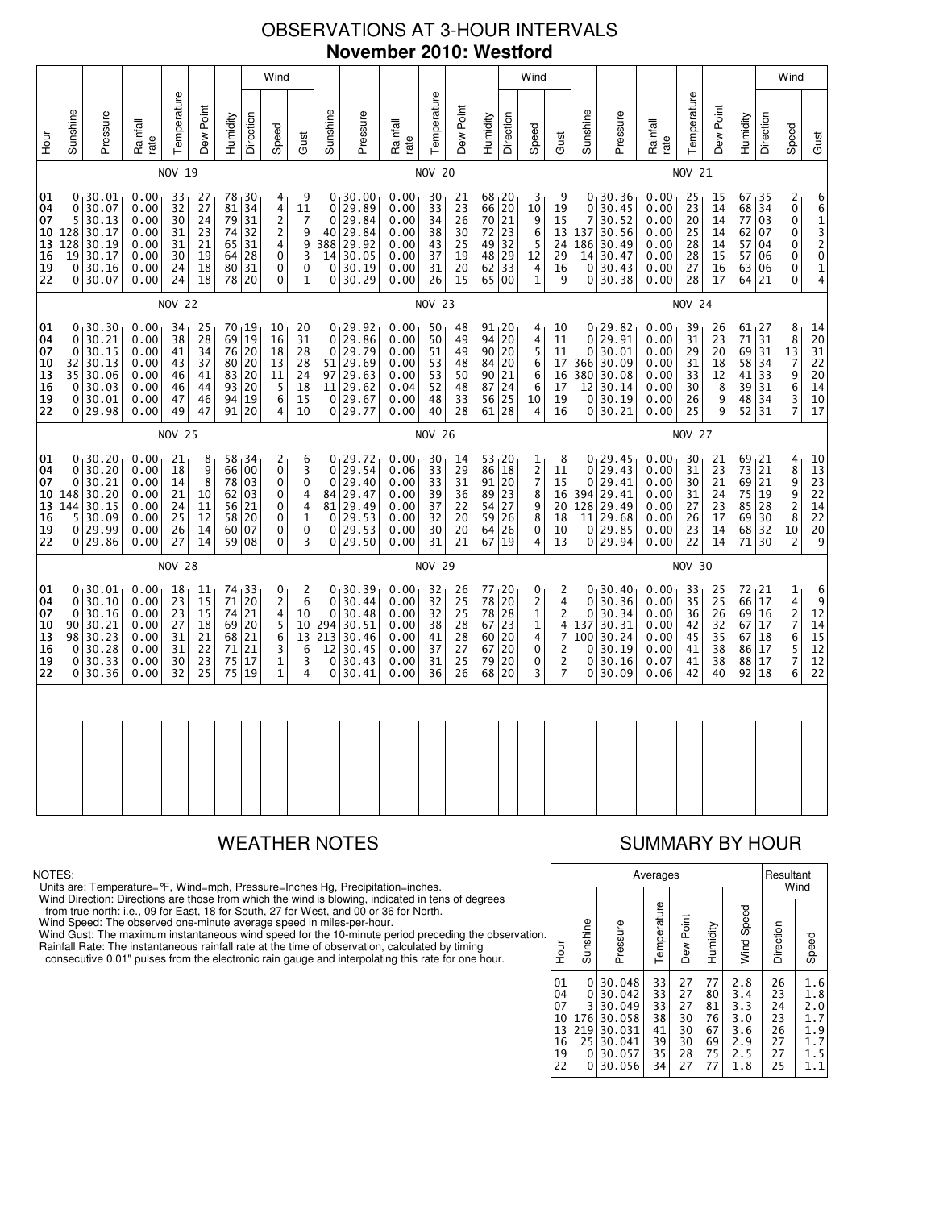# OBSERVATIONS AT 3-HOUR INTERVALS

## November 2010: Westford

### NOV 19

| Hour | Sunshine | Pressure | Rainfall rate | Temperature | Dew Point | Humidity | Wind Direction | Wind Speed | Wind Gust |
|---|---|---|---|---|---|---|---|---|---|
| 01 | 0 | 30.01 | 0.00 | 33 | 27 | 78 | 30 | 4 | 9 |
| 04 | 0 | 30.07 | 0.00 | 32 | 27 | 81 | 34 | 4 | 11 |
| 07 | 5 | 30.13 | 0.00 | 30 | 24 | 79 | 31 | 2 | 7 |
| 10 | 128 | 30.17 | 0.00 | 31 | 23 | 74 | 32 | 2 | 9 |
| 13 | 128 | 30.19 | 0.00 | 31 | 21 | 65 | 31 | 4 | 9 |
| 16 | 19 | 30.17 | 0.00 | 30 | 19 | 64 | 28 | 0 | 3 |
| 19 | 0 | 30.16 | 0.00 | 24 | 18 | 80 | 31 | 0 | 0 |
| 22 | 0 | 30.07 | 0.00 | 24 | 18 | 78 | 20 | 0 | 1 |

### NOV 20

| Hour | Sunshine | Pressure | Rainfall rate | Temperature | Dew Point | Humidity | Wind Direction | Wind Speed | Wind Gust |
|---|---|---|---|---|---|---|---|---|---|
| 01 | 0 | 30.00 | 0.00 | 30 | 21 | 68 | 20 | 3 | 9 |
| 04 | 0 | 29.89 | 0.00 | 33 | 23 | 66 | 20 | 10 | 19 |
| 07 | 0 | 29.84 | 0.00 | 34 | 26 | 70 | 21 | 9 | 15 |
| 10 | 40 | 29.84 | 0.00 | 38 | 30 | 72 | 23 | 6 | 13 |
| 13 | 388 | 29.92 | 0.00 | 43 | 25 | 49 | 32 | 5 | 24 |
| 16 | 14 | 30.05 | 0.00 | 37 | 19 | 48 | 29 | 12 | 29 |
| 19 | 0 | 30.19 | 0.00 | 31 | 20 | 62 | 33 | 4 | 16 |
| 22 | 0 | 30.29 | 0.00 | 26 | 15 | 65 | 00 | 1 | 9 |

### NOV 21

| Hour | Sunshine | Pressure | Rainfall rate | Temperature | Dew Point | Humidity | Wind Direction | Wind Speed | Wind Gust |
|---|---|---|---|---|---|---|---|---|---|
| 01 | 0 | 30.36 | 0.00 | 25 | 15 | 67 | 35 | 2 | 6 |
| 04 | 0 | 30.45 | 0.00 | 23 | 14 | 68 | 34 | 0 | 6 |
| 07 | 7 | 30.52 | 0.00 | 20 | 14 | 77 | 03 | 0 | 1 |
| 10 | 137 | 30.56 | 0.00 | 25 | 14 | 62 | 07 | 0 | 3 |
| 13 | 186 | 30.49 | 0.00 | 28 | 14 | 57 | 04 | 0 | 2 |
| 16 | 14 | 30.47 | 0.00 | 28 | 15 | 57 | 06 | 0 | 0 |
| 19 | 0 | 30.43 | 0.00 | 27 | 16 | 63 | 06 | 0 | 1 |
| 22 | 0 | 30.38 | 0.00 | 28 | 17 | 64 | 21 | 0 | 4 |

### NOV 22

| Hour | Sunshine | Pressure | Rainfall rate | Temperature | Dew Point | Humidity | Wind Direction | Wind Speed | Wind Gust |
|---|---|---|---|---|---|---|---|---|---|
| 01 | 0 | 30.30 | 0.00 | 34 | 25 | 70 | 19 | 10 | 20 |
| 04 | 0 | 30.21 | 0.00 | 38 | 28 | 69 | 19 | 16 | 31 |
| 07 | 0 | 30.15 | 0.00 | 41 | 34 | 76 | 20 | 18 | 28 |
| 10 | 32 | 30.13 | 0.00 | 43 | 37 | 80 | 20 | 13 | 28 |
| 13 | 35 | 30.06 | 0.00 | 46 | 41 | 83 | 20 | 11 | 24 |
| 16 | 0 | 30.03 | 0.00 | 46 | 44 | 93 | 20 | 5 | 18 |
| 19 | 0 | 30.01 | 0.00 | 47 | 46 | 94 | 19 | 6 | 15 |
| 22 | 0 | 29.98 | 0.00 | 49 | 47 | 91 | 20 | 4 | 10 |

### NOV 23

| Hour | Sunshine | Pressure | Rainfall rate | Temperature | Dew Point | Humidity | Wind Direction | Wind Speed | Wind Gust |
|---|---|---|---|---|---|---|---|---|---|
| 01 | 0 | 29.92 | 0.00 | 50 | 48 | 91 | 20 | 4 | 10 |
| 04 | 0 | 29.86 | 0.00 | 50 | 49 | 94 | 20 | 4 | 11 |
| 07 | 0 | 29.79 | 0.00 | 51 | 49 | 90 | 20 | 5 | 11 |
| 10 | 51 | 29.69 | 0.00 | 53 | 49 | 84 | 20 | 6 | 11 |
| 13 | 97 | 29.63 | 0.00 | 53 | 50 | 90 | 21 | 6 | 16 |
| 16 | 11 | 29.62 | 0.04 | 52 | 48 | 87 | 24 | 6 | 17 |
| 19 | 0 | 29.67 | 0.00 | 48 | 33 | 56 | 25 | 10 | 19 |
| 22 | 0 | 29.77 | 0.00 | 40 | 28 | 61 | 28 | 4 | 16 |

### NOV 24

| Hour | Sunshine | Pressure | Rainfall rate | Temperature | Dew Point | Humidity | Wind Direction | Wind Speed | Wind Gust |
|---|---|---|---|---|---|---|---|---|---|
| 01 | 0 | 29.82 | 0.00 | 39 | 26 | 61 | 27 | 8 | 14 |
| 04 | 0 | 29.91 | 0.00 | 31 | 23 | 71 | 31 | 8 | 20 |
| 07 | 0 | 30.01 | 0.00 | 29 | 20 | 69 | 31 | 13 | 31 |
| 10 | 366 | 30.09 | 0.00 | 31 | 18 | 58 | 34 | 7 | 22 |
| 13 | 380 | 30.08 | 0.00 | 33 | 12 | 41 | 33 | 9 | 20 |
| 16 | 12 | 30.14 | 0.00 | 30 | 8 | 39 | 31 | 6 | 14 |
| 19 | 0 | 30.19 | 0.00 | 26 | 9 | 48 | 34 | 3 | 10 |
| 22 | 0 | 30.21 | 0.00 | 25 | 9 | 52 | 31 | 7 | 17 |

### NOV 25

| Hour | Sunshine | Pressure | Rainfall rate | Temperature | Dew Point | Humidity | Wind Direction | Wind Speed | Wind Gust |
|---|---|---|---|---|---|---|---|---|---|
| 01 | 0 | 30.20 | 0.00 | 21 | 8 | 58 | 34 | 2 | 6 |
| 04 | 0 | 30.20 | 0.00 | 18 | 9 | 66 | 00 | 0 | 3 |
| 07 | 0 | 30.21 | 0.00 | 14 | 8 | 78 | 03 | 0 | 0 |
| 10 | 148 | 30.20 | 0.00 | 21 | 10 | 62 | 03 | 0 | 4 |
| 13 | 144 | 30.15 | 0.00 | 24 | 11 | 56 | 21 | 0 | 4 |
| 16 | 5 | 30.09 | 0.00 | 25 | 12 | 58 | 20 | 0 | 1 |
| 19 | 0 | 29.99 | 0.00 | 26 | 14 | 60 | 07 | 0 | 0 |
| 22 | 0 | 29.86 | 0.00 | 27 | 14 | 59 | 08 | 0 | 3 |

### NOV 26

| Hour | Sunshine | Pressure | Rainfall rate | Temperature | Dew Point | Humidity | Wind Direction | Wind Speed | Wind Gust |
|---|---|---|---|---|---|---|---|---|---|
| 01 | 0 | 29.72 | 0.00 | 30 | 14 | 53 | 20 | 1 | 8 |
| 04 | 0 | 29.54 | 0.06 | 33 | 29 | 86 | 18 | 2 | 11 |
| 07 | 0 | 29.40 | 0.00 | 33 | 31 | 91 | 20 | 7 | 15 |
| 10 | 84 | 29.47 | 0.00 | 39 | 36 | 89 | 23 | 8 | 16 |
| 13 | 81 | 29.49 | 0.00 | 37 | 22 | 54 | 27 | 9 | 20 |
| 16 | 0 | 29.53 | 0.00 | 32 | 20 | 59 | 26 | 8 | 18 |
| 19 | 0 | 29.53 | 0.00 | 30 | 20 | 64 | 26 | 0 | 10 |
| 22 | 0 | 29.50 | 0.00 | 31 | 21 | 67 | 19 | 4 | 13 |

### NOV 27

| Hour | Sunshine | Pressure | Rainfall rate | Temperature | Dew Point | Humidity | Wind Direction | Wind Speed | Wind Gust |
|---|---|---|---|---|---|---|---|---|---|
| 01 | 0 | 29.45 | 0.00 | 30 | 21 | 69 | 21 | 4 | 10 |
| 04 | 0 | 29.43 | 0.00 | 31 | 23 | 73 | 21 | 8 | 13 |
| 07 | 0 | 29.41 | 0.00 | 30 | 21 | 69 | 21 | 9 | 23 |
| 10 | 394 | 29.41 | 0.00 | 31 | 24 | 75 | 19 | 9 | 22 |
| 13 | 128 | 29.49 | 0.00 | 27 | 23 | 85 | 28 | 2 | 14 |
| 16 | 11 | 29.68 | 0.00 | 26 | 17 | 69 | 30 | 8 | 22 |
| 19 | 0 | 29.85 | 0.00 | 23 | 14 | 68 | 32 | 10 | 20 |
| 22 | 0 | 29.94 | 0.00 | 22 | 14 | 71 | 30 | 2 | 9 |

### NOV 28

| Hour | Sunshine | Pressure | Rainfall rate | Temperature | Dew Point | Humidity | Wind Direction | Wind Speed | Wind Gust |
|---|---|---|---|---|---|---|---|---|---|
| 01 | 0 | 30.01 | 0.00 | 18 | 11 | 74 | 33 | 0 | 2 |
| 04 | 0 | 30.10 | 0.00 | 23 | 15 | 71 | 20 | 2 | 6 |
| 07 | 0 | 30.16 | 0.00 | 23 | 15 | 74 | 21 | 4 | 10 |
| 10 | 90 | 30.21 | 0.00 | 27 | 18 | 69 | 20 | 5 | 10 |
| 13 | 98 | 30.23 | 0.00 | 31 | 21 | 68 | 21 | 6 | 13 |
| 16 | 0 | 30.28 | 0.00 | 31 | 22 | 71 | 21 | 3 | 6 |
| 19 | 0 | 30.33 | 0.00 | 30 | 23 | 75 | 17 | 1 | 3 |
| 22 | 0 | 30.36 | 0.00 | 32 | 25 | 75 | 19 | 1 | 4 |

### NOV 29

| Hour | Sunshine | Pressure | Rainfall rate | Temperature | Dew Point | Humidity | Wind Direction | Wind Speed | Wind Gust |
|---|---|---|---|---|---|---|---|---|---|
| 01 | 0 | 30.39 | 0.00 | 32 | 26 | 77 | 20 | 0 | 2 |
| 04 | 0 | 30.44 | 0.00 | 32 | 25 | 78 | 20 | 2 | 4 |
| 07 | 0 | 30.48 | 0.00 | 32 | 25 | 78 | 28 | 1 | 2 |
| 10 | 294 | 30.51 | 0.00 | 38 | 28 | 67 | 23 | 1 | 4 |
| 13 | 213 | 30.46 | 0.00 | 41 | 28 | 60 | 20 | 4 | 7 |
| 16 | 12 | 30.45 | 0.00 | 37 | 27 | 67 | 20 | 0 | 2 |
| 19 | 0 | 30.43 | 0.00 | 31 | 25 | 79 | 20 | 0 | 2 |
| 22 | 0 | 30.41 | 0.00 | 36 | 26 | 68 | 20 | 3 | 7 |

### NOV 30

| Hour | Sunshine | Pressure | Rainfall rate | Temperature | Dew Point | Humidity | Wind Direction | Wind Speed | Wind Gust |
|---|---|---|---|---|---|---|---|---|---|
| 01 | 0 | 30.40 | 0.00 | 33 | 25 | 72 | 21 | 1 | 6 |
| 04 | 0 | 30.36 | 0.00 | 35 | 25 | 66 | 17 | 4 | 9 |
| 07 | 0 | 30.34 | 0.00 | 36 | 26 | 69 | 16 | 2 | 12 |
| 10 | 137 | 30.31 | 0.00 | 42 | 32 | 67 | 17 | 7 | 14 |
| 13 | 100 | 30.24 | 0.00 | 45 | 35 | 67 | 18 | 6 | 15 |
| 16 | 0 | 30.19 | 0.00 | 41 | 38 | 86 | 17 | 5 | 12 |
| 19 | 0 | 30.16 | 0.07 | 41 | 38 | 88 | 17 | 7 | 12 |
| 22 | 0 | 30.09 | 0.06 | 42 | 40 | 92 | 18 | 6 | 22 |

## WEATHER NOTES

NOTES:
Units are: Temperature=°F, Wind=mph, Pressure=Inches Hg, Precipitation=inches.
Wind Direction: Directions are those from which the wind is blowing, indicated in tens of degrees from true north: i.e., 09 for East, 18 for South, 27 for West, and 00 or 36 for North.
Wind Speed: The observed one-minute average speed in miles-per-hour.
Wind Gust: The maximum instantaneous wind speed for the 10-minute period preceding the observation.
Rainfall Rate: The instantaneous rainfall rate at the time of observation, calculated by timing consecutive 0.01" pulses from the electronic rain gauge and interpolating this rate for one hour.

## SUMMARY BY HOUR

| Hour | Averages: Sunshine | Pressure | Temperature | Dew Point | Humidity | Wind Speed | Resultant Wind: Direction | Speed |
|---|---|---|---|---|---|---|---|---|
| 01 | 0 | 30.048 | 33 | 27 | 77 | 2.8 | 26 | 1.6 |
| 04 | 0 | 30.042 | 33 | 27 | 80 | 3.4 | 23 | 1.8 |
| 07 | 3 | 30.049 | 33 | 27 | 81 | 3.3 | 24 | 2.0 |
| 10 | 176 | 30.058 | 38 | 30 | 76 | 3.0 | 23 | 1.7 |
| 13 | 219 | 30.031 | 41 | 30 | 67 | 3.6 | 26 | 1.9 |
| 16 | 25 | 30.041 | 39 | 30 | 69 | 2.9 | 27 | 1.7 |
| 19 | 0 | 30.057 | 35 | 28 | 75 | 2.5 | 27 | 1.5 |
| 22 | 0 | 30.056 | 34 | 27 | 77 | 1.8 | 25 | 1.1 |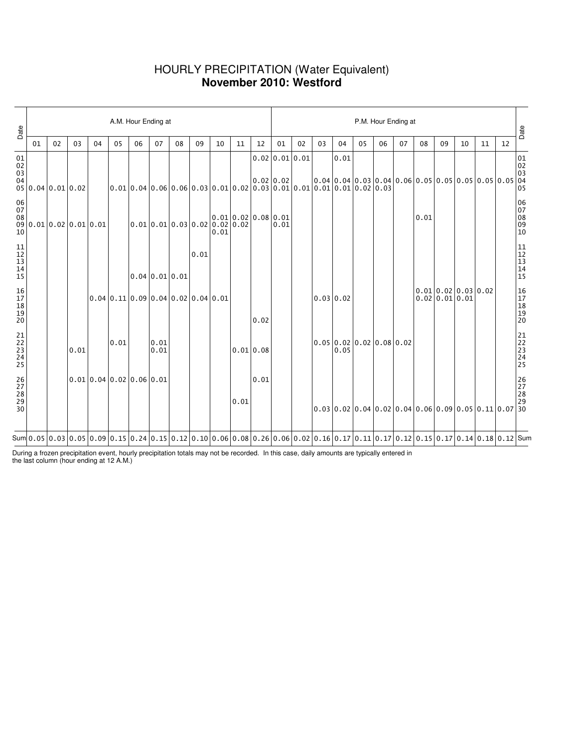# HOURLY PRECIPITATION (Water Equivalent)

## **November 2010: Westford**

| Date | A.M. Hour Ending at | | | | | | | | | | | | P.M. Hour Ending at | | | | | | | | | | | | Date |
|---|---|---|---|---|---|---|---|---|---|---|---|---|---|---|---|---|---|---|---|---|---|---|---|---|---|
| | 01 | 02 | 03 | 04 | 05 | 06 | 07 | 08 | 09 | 10 | 11 | 12 | 01 | 02 | 03 | 04 | 05 | 06 | 07 | 08 | 09 | 10 | 11 | 12 | |
| 01 | | | | | | | | | | | | 0.02 | 0.01 | 0.01 | | 0.01 | | | | | | | | | 01 |
| 02 | | | | | | | | | | | | | | | | | | | | | | | | | 02 |
| 03 | | | | | | | | | | | | | | | | | | | | | | | | | 03 |
| 04 | | | | | | | | | | | | 0.02 | 0.02 | | 0.04 | 0.04 | 0.03 | 0.04 | 0.06 | 0.05 | 0.05 | 0.05 | 0.05 | 0.05 | 04 |
| 05 | 0.04 | 0.01 | 0.02 | | 0.01 | 0.04 | 0.06 | 0.06 | 0.03 | 0.01 | 0.02 | 0.03 | 0.01 | 0.01 | 0.01 | 0.01 | 0.02 | 0.03 | | | | | | | 05 |
| 06 | | | | | | | | | | | | | | | | | | | | | | | | | 06 |
| 07 | | | | | | | | | | | | | | | | | | | | | | | | | 07 |
| 08 | | | | | | | | | | 0.01 | 0.02 | 0.08 | 0.01 | | | | | | | 0.01 | | | | | 08 |
| 09 | 0.01 | 0.02 | 0.01 | 0.01 | | 0.01 | 0.01 | 0.03 | 0.02 | 0.02 | 0.02 | | 0.01 | | | | | | | | | | | | 09 |
| 10 | | | | | | | | | | 0.01 | | | | | | | | | | | | | | | 10 |
| 11 | | | | | | | | | | | | | | | | | | | | | | | | | 11 |
| 12 | | | | | | | | | 0.01 | | | | | | | | | | | | | | | | 12 |
| 13 | | | | | | | | | | | | | | | | | | | | | | | | | 13 |
| 14 | | | | | | | | | | | | | | | | | | | | | | | | | 14 |
| 15 | | | | | | 0.04 | 0.01 | 0.01 | | | | | | | | | | | | | | | | | 15 |
| 16 | | | | | | | | | | | | | | | | | | | | 0.01 | 0.02 | 0.03 | 0.02 | | 16 |
| 17 | | | | 0.04 | 0.11 | 0.09 | 0.04 | 0.02 | 0.04 | 0.01 | | | | | 0.03 | 0.02 | | | | 0.02 | 0.01 | 0.01 | | | 17 |
| 18 | | | | | | | | | | | | | | | | | | | | | | | | | 18 |
| 19 | | | | | | | | | | | | | | | | | | | | | | | | | 19 |
| 20 | | | | | | | | | | | | 0.02 | | | | | | | | | | | | | 20 |
| 21 | | | | | | | | | | | | | | | | | | | | | | | | | 21 |
| 22 | | | | | 0.01 | | 0.01 | | | | | | | | 0.05 | 0.02 | 0.02 | 0.08 | 0.02 | | | | | | 22 |
| 23 | | | 0.01 | | | | 0.01 | | | | 0.01 | 0.08 | | | | 0.05 | | | | | | | | | 23 |
| 24 | | | | | | | | | | | | | | | | | | | | | | | | | 24 |
| 25 | | | | | | | | | | | | | | | | | | | | | | | | | 25 |
| 26 | | | 0.01 | 0.04 | 0.02 | 0.06 | 0.01 | | | | | 0.01 | | | | | | | | | | | | | 26 |
| 27 | | | | | | | | | | | | | | | | | | | | | | | | | 27 |
| 28 | | | | | | | | | | | | | | | | | | | | | | | | | 28 |
| 29 | | | | | | | | | | | 0.01 | | | | | | | | | | | | | | 29 |
| 30 | | | | | | | | | | | | | | | 0.03 | 0.02 | 0.04 | 0.02 | 0.04 | 0.06 | 0.09 | 0.05 | 0.11 | 0.07 | 30 |
| Sum | 0.05 | 0.03 | 0.05 | 0.09 | 0.15 | 0.24 | 0.15 | 0.12 | 0.10 | 0.06 | 0.08 | 0.26 | 0.06 | 0.02 | 0.16 | 0.17 | 0.11 | 0.17 | 0.12 | 0.15 | 0.17 | 0.14 | 0.18 | 0.12 | Sum |

During a frozen precipitation event, hourly precipitation totals may not be recorded. In this case, daily amounts are typically entered in the last column (hour ending at 12 A.M.)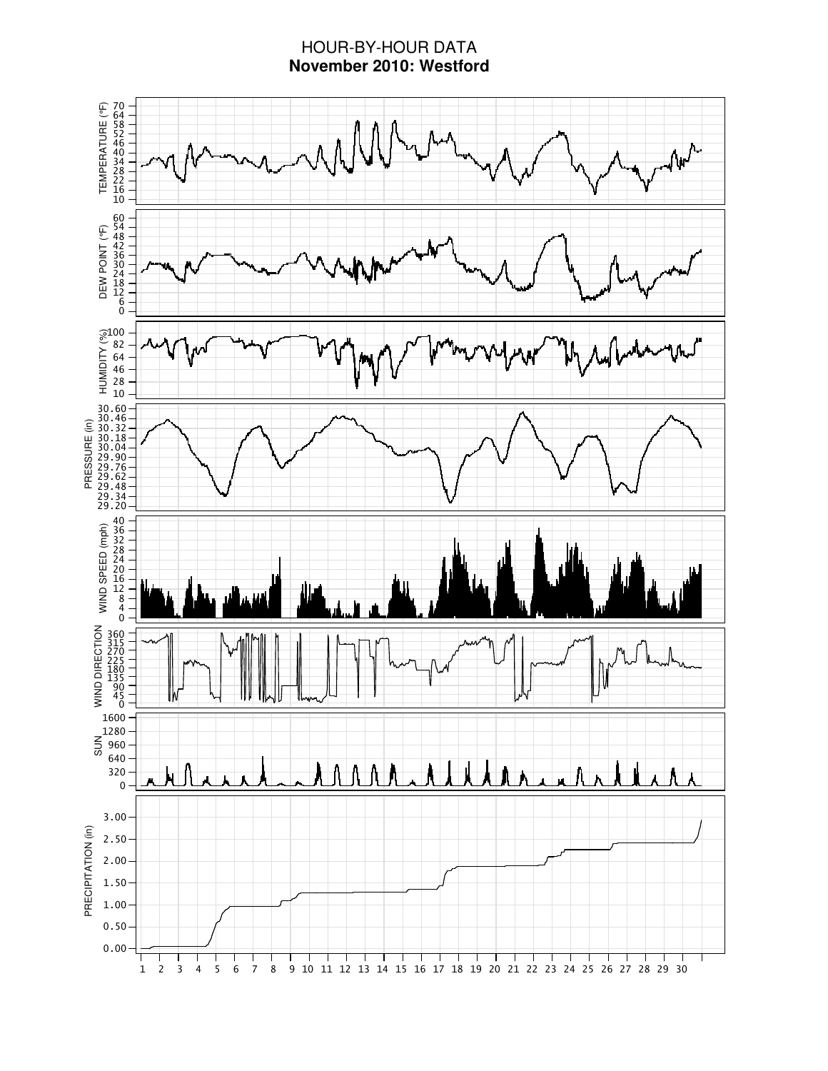# HOUR-BY-HOUR DATA

**November 2010: Westford**

TEMPERATURE (°F): 70, 64, 58, 52, 46, 40, 34, 28, 22, 16, 10

DEW POINT (°F): 60, 54, 48, 42, 36, 30, 24, 18, 12, 6, 0

HUMIDITY (%): 100, 82, 64, 46, 28, 10

PRESSURE (in): 30.60, 30.46, 30.32, 30.18, 30.04, 29.90, 29.76, 29.62, 29.48, 29.34, 29.20

WIND SPEED (mph): 40, 36, 32, 28, 24, 20, 16, 12, 8, 4, 0

WIND DIRECTION: 360, 315, 270, 225, 180, 135, 90, 45, 0

SUN: 1600, 1280, 960, 640, 320, 0

PRECIPITATION (in): 3.00, 2.50, 2.00, 1.50, 1.00, 0.50, 0.00

1 2 3 4 5 6 7 8 9 10 11 12 13 14 15 16 17 18 19 20 21 22 23 24 25 26 27 28 29 30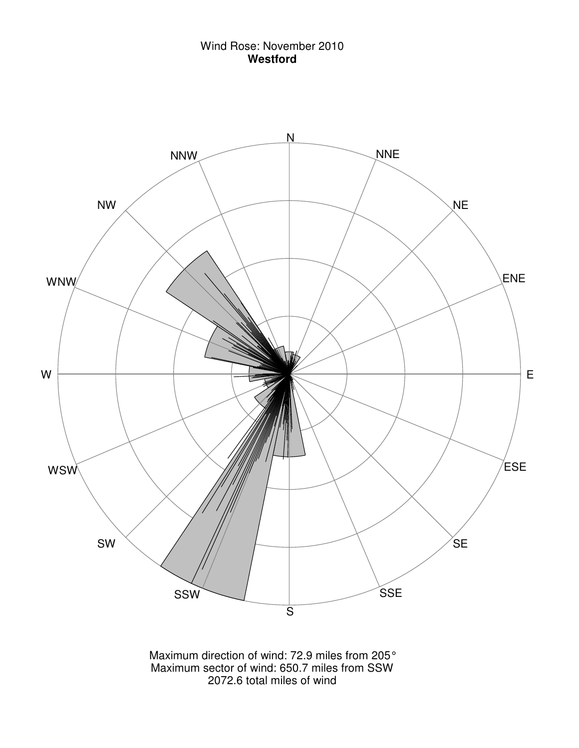Wind Rose: November 2010

**Westford**

N

NNE

NE

ENE

E

ESE

SE

SSE

S

SSW

SW

WSW

W

WNW

NW

NNW

Maximum direction of wind: 72.9 miles from 205°

Maximum sector of wind: 650.7 miles from SSW

2072.6 total miles of wind